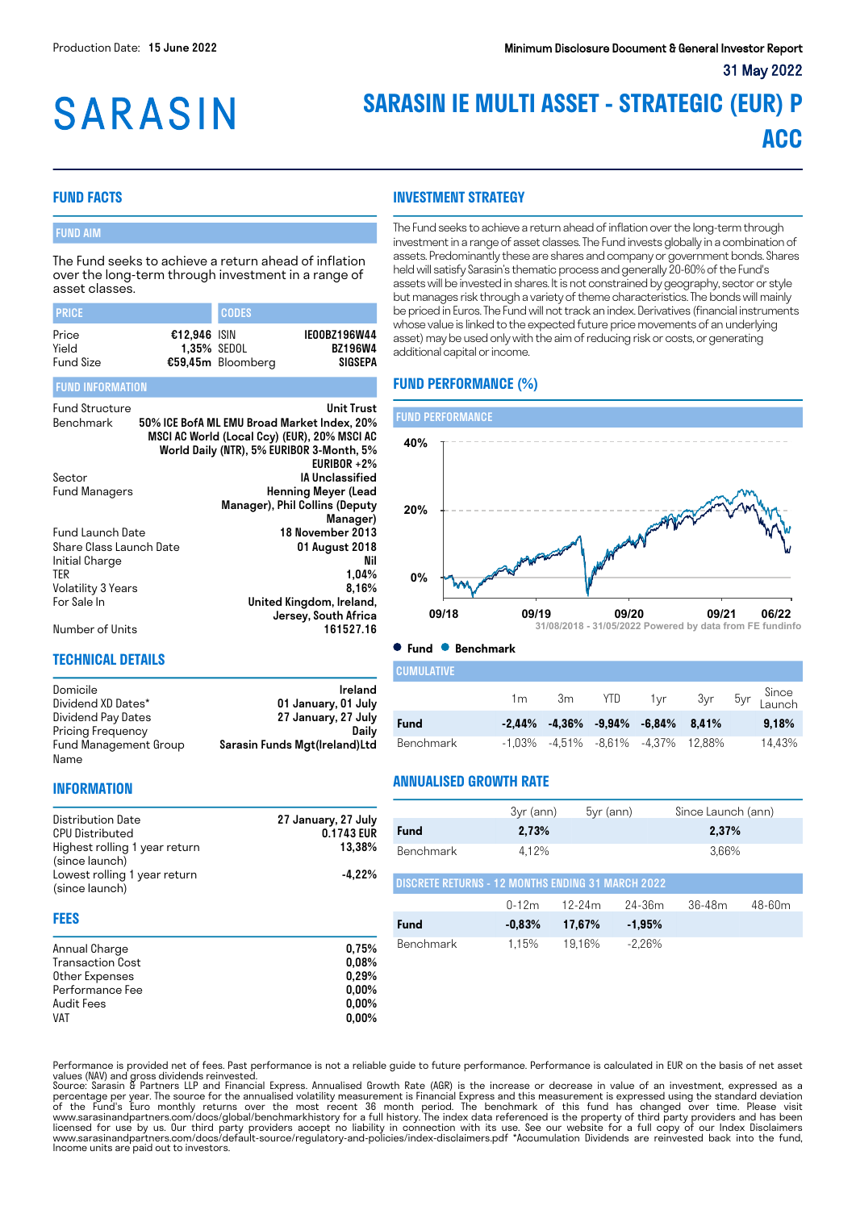Production Date: **15 June 2022**

Minimum Disclosure Document & General Investor Report

31 May 2022

# SARASIN

# SARASIN IE MULTI ASSET - STRATEGIC (EUR) P ACC

## FUND FACTS

### FUND AIM

The Fund seeks to achieve a return ahead of inflation over the long-term through investment in a range of asset classes.

| PRICE | | CODES | |
|---|---|---|---|
| Price | €12,946 | ISIN | IE00BZ196W44 |
| Yield | 1,35% | SEDOL | BZ196W4 |
| Fund Size | €59,45m | Bloomberg | SIGSEPA |

### FUND INFORMATION

| | |
|---|---|
| Fund Structure | Unit Trust |
| Benchmark | 50% ICE BofA ML EMU Broad Market Index, 20% MSCI AC World (Local Ccy) (EUR), 20% MSCI AC World Daily (NTR), 5% EURIBOR 3-Month, 5% EURIBOR +2% |
| Sector | IA Unclassified |
| Fund Managers | Henning Meyer (Lead Manager), Phil Collins (Deputy Manager) |
| Fund Launch Date | 18 November 2013 |
| Share Class Launch Date | 01 August 2018 |
| Initial Charge | Nil |
| TER | 1,04% |
| Volatility 3 Years | 8,16% |
| For Sale In | United Kingdom, Ireland, Jersey, South Africa |
| Number of Units | 161527.16 |

## TECHNICAL DETAILS

| | |
|---|---|
| Domicile | Ireland |
| Dividend XD Dates* | 01 January, 01 July |
| Dividend Pay Dates | 27 January, 27 July |
| Pricing Frequency | Daily |
| Fund Management Group Name | Sarasin Funds Mgt(Ireland)Ltd |

## INFORMATION

| | |
|---|---|
| Distribution Date | 27 January, 27 July |
| CPU Distributed | 0.1743 EUR |
| Highest rolling 1 year return (since launch) | 13,38% |
| Lowest rolling 1 year return (since launch) | -4,22% |

## FEES

| | |
|---|---|
| Annual Charge | 0,75% |
| Transaction Cost | 0,08% |
| Other Expenses | 0,29% |
| Performance Fee | 0,00% |
| Audit Fees | 0,00% |
| VAT | 0,00% |

## INVESTMENT STRATEGY

The Fund seeks to achieve a return ahead of inflation over the long-term through investment in a range of asset classes. The Fund invests globally in a combination of assets. Predominantly these are shares and company or government bonds. Shares held will satisfy Sarasin's thematic process and generally 20-60% of the Fund's assets will be invested in shares. It is not constrained by geography, sector or style but manages risk through a variety of theme characteristics. The bonds will mainly be priced in Euros. The Fund will not track an index. Derivatives (financial instruments whose value is linked to the expected future price movements of an underlying asset) may be used only with the aim of reducing risk or costs, or generating additional capital or income.

## FUND PERFORMANCE (%)

### FUND PERFORMANCE

31/08/2018 - 31/05/2022 Powered by data from FE fundinfo

● Fund ● Benchmark

### CUMULATIVE

| | 1m | 3m | YTD | 1yr | 3yr | 5yr | Since Launch |
|---|---|---|---|---|---|---|---|
| **Fund** | **-2,44%** | **-4,36%** | **-9,94%** | **-6,84%** | **8,41%** | | **9,18%** |
| Benchmark | -1,03% | -4,51% | -8,61% | -4,37% | 12,88% | | 14,43% |

## ANNUALISED GROWTH RATE

| | 3yr (ann) | 5yr (ann) | Since Launch (ann) |
|---|---|---|---|
| **Fund** | **2,73%** | | **2,37%** |
| Benchmark | 4,12% | | 3,66% |

### DISCRETE RETURNS - 12 MONTHS ENDING 31 MARCH 2022

| | 0-12m | 12-24m | 24-36m | 36-48m | 48-60m |
|---|---|---|---|---|---|
| **Fund** | **-0,83%** | **17,67%** | **-1,95%** | | |
| Benchmark | 1,15% | 19,16% | -2,26% | | |

Performance is provided net of fees. Past performance is not a reliable guide to future performance. Performance is calculated in EUR on the basis of net asset values (NAV) and gross dividends reinvested.
Source: Sarasin & Partners LLP and Financial Express. Annualised Growth Rate (AGR) is the increase or decrease in value of an investment, expressed as a percentage per year. The source for the annualised volatility measurement is Financial Express and this measurement is expressed using the standard deviation of the Fund's Euro monthly returns over the most recent 36 month period. The benchmark of this fund has changed over time. Please visit www.sarasinandpartners.com/docs/global/benchmarkhistory for a full history. The index data referenced is the property of third party providers and has been licensed for use by us. Our third party providers accept no liability in connection with its use. See our website for a full copy of our Index Disclaimers www.sarasinandpartners.com/docs/default-source/regulatory-and-policies/index-disclaimers.pdf *Accumulation Dividends are reinvested back into the fund, Income units are paid out to investors.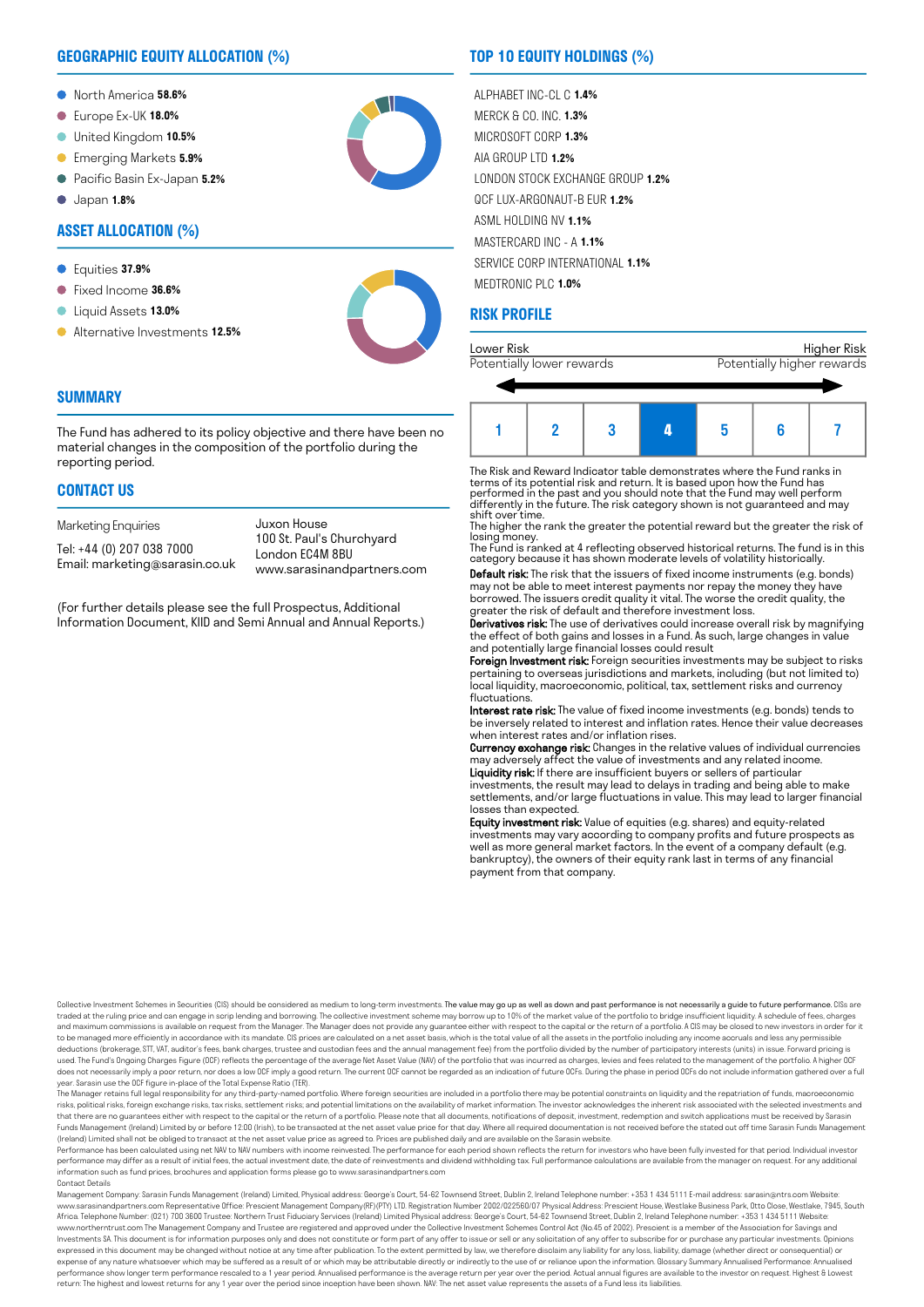## GEOGRAPHIC EQUITY ALLOCATION (%)

- North America **58.6%**
- Europe Ex-UK **18.0%**
- United Kingdom **10.5%**
- Emerging Markets **5.9%**
- Pacific Basin Ex-Japan **5.2%**
- Japan **1.8%**

## ASSET ALLOCATION (%)

- Equities **37.9%**
- Fixed Income **36.6%**
- Liquid Assets **13.0%**
- Alternative Investments **12.5%**

## SUMMARY

The Fund has adhered to its policy objective and there have been no material changes in the composition of the portfolio during the reporting period.

## CONTACT US

Marketing Enquiries

Tel: +44 (0) 207 038 7000
Email: marketing@sarasin.co.uk

Juxon House
100 St. Paul's Churchyard
London EC4M 8BU
www.sarasinandpartners.com

(For further details please see the full Prospectus, Additional Information Document, KIID and Semi Annual and Annual Reports.)

## TOP 10 EQUITY HOLDINGS (%)

- ALPHABET INC-CL C **1.4%**
- MERCK & CO. INC. **1.3%**
- MICROSOFT CORP **1.3%**
- AIA GROUP LTD **1.2%**
- LONDON STOCK EXCHANGE GROUP **1.2%**
- QCF LUX-ARGONAUT-B EUR **1.2%**
- ASML HOLDING NV **1.1%**
- MASTERCARD INC - A **1.1%**
- SERVICE CORP INTERNATIONAL **1.1%**
- MEDTRONIC PLC **1.0%**

## RISK PROFILE

Lower Risk
Potentially lower rewards

Higher Risk
Potentially higher rewards

| 1 | 2 | 3 | 4 | 5 | 6 | 7 |
|---|---|---|---|---|---|---|

The Risk and Reward Indicator table demonstrates where the Fund ranks in terms of its potential risk and return. It is based upon how the Fund has performed in the past and you should note that the Fund may well perform differently in the future. The risk category shown is not guaranteed and may shift over time.
The higher the rank the greater the potential reward but the greater the risk of losing money.
The Fund is ranked at 4 reflecting observed historical returns. The fund is in this category because it has shown moderate levels of volatility historically.

**Default risk:** The risk that the issuers of fixed income instruments (e.g. bonds) may not be able to meet interest payments nor repay the money they have borrowed. The issuers credit quality it vital. The worse the credit quality, the greater the risk of default and therefore investment loss.
**Derivatives risk:** The use of derivatives could increase overall risk by magnifying the effect of both gains and losses in a Fund. As such, large changes in value and potentially large financial losses could result
**Foreign Investment risk:** Foreign securities investments may be subject to risks pertaining to overseas jurisdictions and markets, including (but not limited to) local liquidity, macroeconomic, political, tax, settlement risks and currency fluctuations.
**Interest rate risk:** The value of fixed income investments (e.g. bonds) tends to be inversely related to interest and inflation rates. Hence their value decreases when interest rates and/or inflation rises.
**Currency exchange risk:** Changes in the relative values of individual currencies may adversely affect the value of investments and any related income.
**Liquidity risk:** If there are insufficient buyers or sellers of particular investments, the result may lead to delays in trading and being able to make settlements, and/or large fluctuations in value. This may lead to larger financial losses than expected.
**Equity investment risk:** Value of equities (e.g. shares) and equity-related investments may vary according to company profits and future prospects as well as more general market factors. In the event of a company default (e.g. bankruptcy), the owners of their equity rank last in terms of any financial payment from that company.

Collective Investment Schemes in Securities (CIS) should be considered as medium to long-term investments. **The value may go up as well as down and past performance is not necessarily a guide to future performance.** CISs are traded at the ruling price and can engage in scrip lending and borrowing. The collective investment scheme may borrow up to 10% of the market value of the portfolio to bridge insufficient liquidity. A schedule of fees, charges and maximum commissions is available on request from the Manager. The Manager does not provide any guarantee either with respect to the capital or the return of a portfolio. A CIS may be closed to new investors in order for it to be managed more efficiently in accordance with its mandate. CIS prices are calculated on a net asset basis, which is the total value of all the assets in the portfolio including any income accruals and less any permissible deductions (brokerage, STT, VAT, auditor's fees, bank charges, trustee and custodian fees and the annual management fee) from the portfolio divided by the number of participatory interests (units) in issue. Forward pricing is used. The Fund's Ongoing Charges Figure (OCF) reflects the percentage of the average Net Asset Value (NAV) of the portfolio that was incurred as charges, levies and fees related to the management of the portfolio. A higher OCF does not necessarily imply a poor return, nor does a low OCF imply a good return. The current OCF cannot be regarded as an indication of future OCFs. During the phase in period OCFs do not include information gathered over a full year. Sarasin use the OCF figure in-place of the Total Expense Ratio (TER).
The Manager retains full legal responsibility for any third-party-named portfolio. Where foreign securities are included in a portfolio there may be potential constraints on liquidity and the repatriation of funds, macroeconomic risks, political risks, foreign exchange risks, tax risks, settlement risks; and potential limitations on the availability of market information. The investor acknowledges the inherent risk associated with the selected investments and that there are no guarantees either with respect to the capital or the return of a portfolio. Please note that all documents, notifications of deposit, investment, redemption and switch applications must be received by Sarasin Funds Management (Ireland) Limited by or before 12:00 (Irish), to be transacted at the net asset value price for that day. Where all required documentation is not received before the stated cut off time Sarasin Funds Management (Ireland) Limited shall not be obliged to transact at the net asset value price as agreed to. Prices are published daily and are available on the Sarasin website.
Performance has been calculated using net NAV to NAV numbers with income reinvested. The performance for each period shown reflects the return for investors who have been fully invested for that period. Individual investor performance may differ as a result of initial fees, the actual investment date, the date of reinvestments and dividend withholding tax. Full performance calculations are available from the manager on request. For any additional information such as fund prices, brochures and application forms please go to www.sarasinandpartners.com
Contact Details
Management Company: Sarasin Funds Management (Ireland) Limited, Physical address: George's Court, 54-62 Townsend Street, Dublin 2, Ireland Telephone number: +353 1 434 5111 E-mail address: sarasin@ntrs.com Website: www.sarasinandpartners.com Representative Office: Prescient Management Company(RF)(PTY) LTD. Registration Number 2002/022560/07 Physical Address: Prescient House, Westlake Business Park, Otto Close, Westlake, 7945, South Africa. Telephone Number: (021) 700 3600 Trustee: Northern Trust Fiduciary Services (Ireland) Limited Physical address: George's Court, 54-62 Townsend Street, Dublin 2, Ireland Telephone number: +353 1 434 5111 Website: www.northerntrust.com The Management Company and Trustee are registered and approved under the Collective Investment Schemes Control Act (No.45 of 2002). Prescient is a member of the Association for Savings and Investments SA. This document is for information purposes only and does not constitute or form part of any offer to issue or sell or any solicitation of any offer to subscribe for or purchase any particular investments. Opinions expressed in this document may be changed without notice at any time after publication. To the extent permitted by law, we therefore disclaim any liability for any loss, liability, damage (whether direct or consequential) or expense of any nature whatsoever which may be suffered as a result of or which may be attributable directly or indirectly to the use of or reliance upon the information. Glossary Summary Annualised Performance: Annualised performance show longer term performance rescaled to a 1 year period. Annualised performance is the average return per year over the period. Actual annual figures are available to the investor on request. Highest & Lowest return: The highest and lowest returns for any 1 year over the period since inception have been shown. NAV: The net asset value represents the assets of a Fund less its liabilities.